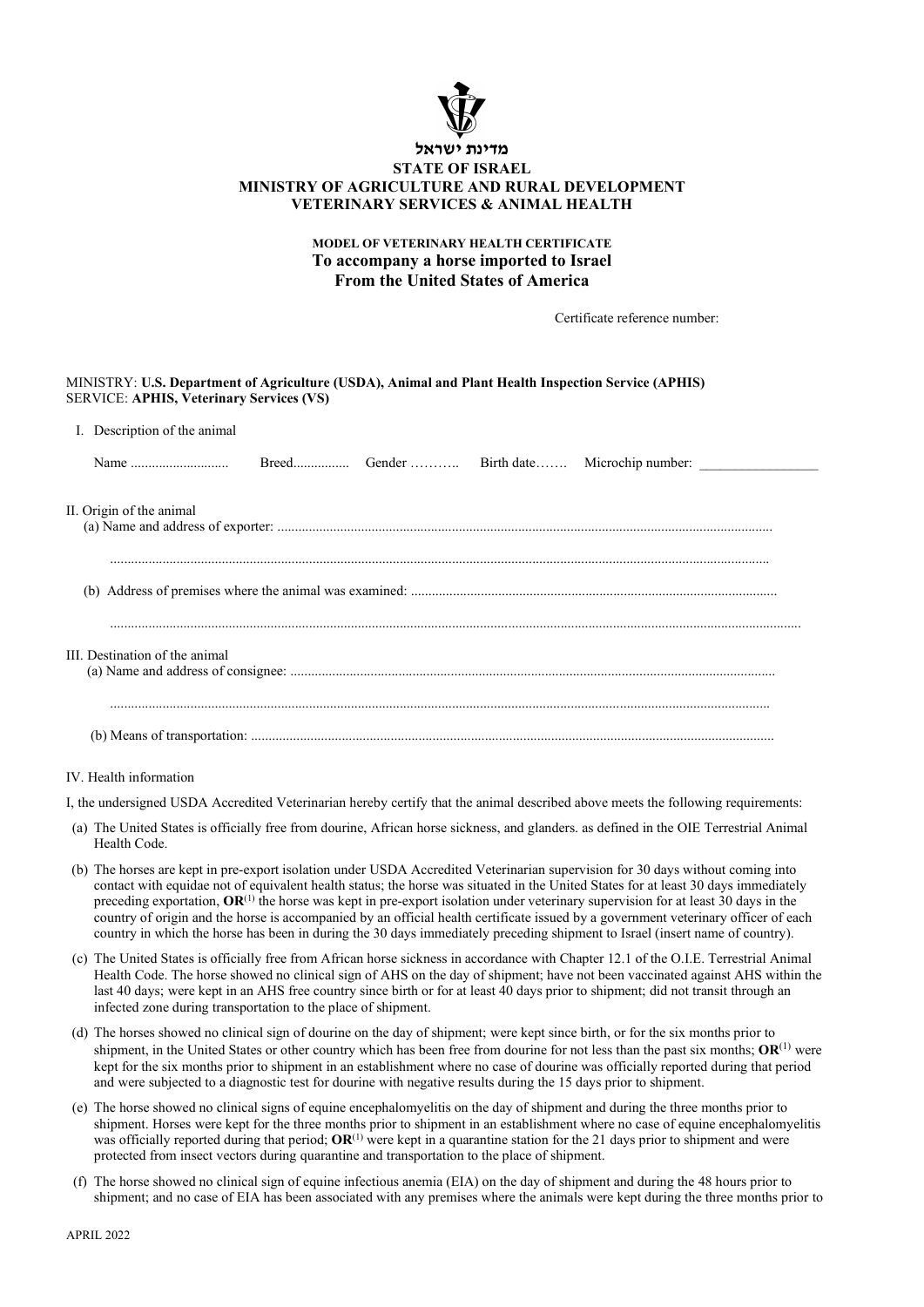מדינת ישראל

**STATE OF ISRAEL**
**MINISTRY OF AGRICULTURE AND RURAL DEVELOPMENT**
**VETERINARY SERVICES & ANIMAL HEALTH**

**MODEL OF VETERINARY HEALTH CERTIFICATE**
**To accompany a horse imported to Israel**
**From the United States of America**

Certificate reference number:

MINISTRY: **U.S. Department of Agriculture (USDA), Animal and Plant Health Inspection Service (APHIS)**
SERVICE: **APHIS, Veterinary Services (VS)**

I. Description of the animal

Name ........................... Breed................ Gender ……….. Birth date……. Microchip number: _________________

II. Origin of the animal

(a) Name and address of exporter: ...............................................................................................................................................

.........................................................................................................................................................................................

(b) Address of premises where the animal was examined: .........................................................................................................

.........................................................................................................................................................................................

III. Destination of the animal

(a) Name and address of consignee: ............................................................................................................................................

.........................................................................................................................................................................................

(b) Means of transportation: .........................................................................................................................................................

IV. Health information

I, the undersigned USDA Accredited Veterinarian hereby certify that the animal described above meets the following requirements:

(a) The United States is officially free from dourine, African horse sickness, and glanders. as defined in the OIE Terrestrial Animal Health Code.

(b) The horses are kept in pre-export isolation under USDA Accredited Veterinarian supervision for 30 days without coming into contact with equidae not of equivalent health status; the horse was situated in the United States for at least 30 days immediately preceding exportation, **OR**[(1)] the horse was kept in pre-export isolation under veterinary supervision for at least 30 days in the country of origin and the horse is accompanied by an official health certificate issued by a government veterinary officer of each country in which the horse has been in during the 30 days immediately preceding shipment to Israel (insert name of country).

(c) The United States is officially free from African horse sickness in accordance with Chapter 12.1 of the O.I.E. Terrestrial Animal Health Code. The horse showed no clinical sign of AHS on the day of shipment; have not been vaccinated against AHS within the last 40 days; were kept in an AHS free country since birth or for at least 40 days prior to shipment; did not transit through an infected zone during transportation to the place of shipment.

(d) The horses showed no clinical sign of dourine on the day of shipment; were kept since birth, or for the six months prior to shipment, in the United States or other country which has been free from dourine for not less than the past six months; **OR**[(1)] were kept for the six months prior to shipment in an establishment where no case of dourine was officially reported during that period and were subjected to a diagnostic test for dourine with negative results during the 15 days prior to shipment.

(e) The horse showed no clinical signs of equine encephalomyelitis on the day of shipment and during the three months prior to shipment. Horses were kept for the three months prior to shipment in an establishment where no case of equine encephalomyelitis was officially reported during that period; **OR**[(1)] were kept in a quarantine station for the 21 days prior to shipment and were protected from insect vectors during quarantine and transportation to the place of shipment.

(f) The horse showed no clinical sign of equine infectious anemia (EIA) on the day of shipment and during the 48 hours prior to shipment; and no case of EIA has been associated with any premises where the animals were kept during the three months prior to

APRIL 2022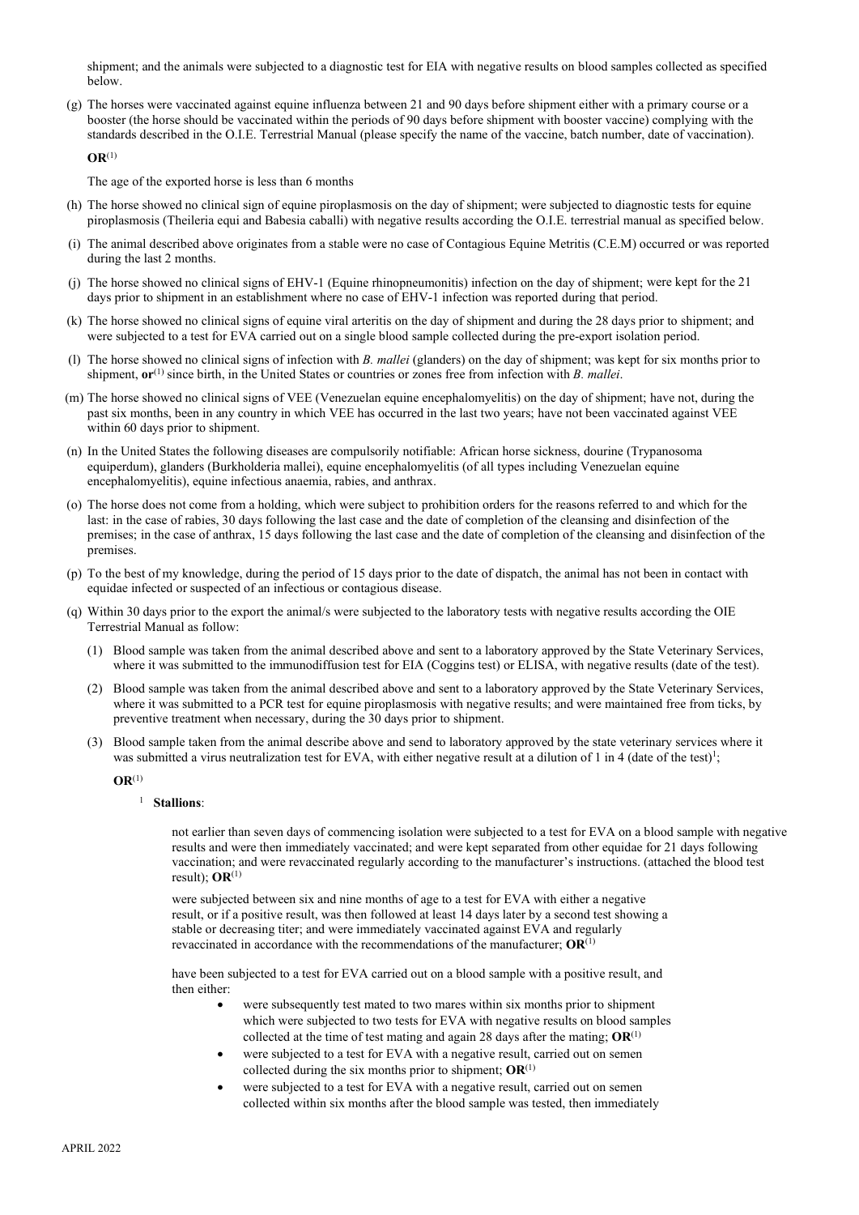shipment; and the animals were subjected to a diagnostic test for EIA with negative results on blood samples collected as specified below.

(g) The horses were vaccinated against equine influenza between 21 and 90 days before shipment either with a primary course or a booster (the horse should be vaccinated within the periods of 90 days before shipment with booster vaccine) complying with the standards described in the O.I.E. Terrestrial Manual (please specify the name of the vaccine, batch number, date of vaccination).

**OR**(1)

The age of the exported horse is less than 6 months

(h) The horse showed no clinical sign of equine piroplasmosis on the day of shipment; were subjected to diagnostic tests for equine piroplasmosis (Theileria equi and Babesia caballi) with negative results according the O.I.E. terrestrial manual as specified below.

(i) The animal described above originates from a stable were no case of Contagious Equine Metritis (C.E.M) occurred or was reported during the last 2 months.

(j) The horse showed no clinical signs of EHV-1 (Equine rhinopneumonitis) infection on the day of shipment; were kept for the 21 days prior to shipment in an establishment where no case of EHV-1 infection was reported during that period.

(k) The horse showed no clinical signs of equine viral arteritis on the day of shipment and during the 28 days prior to shipment; and were subjected to a test for EVA carried out on a single blood sample collected during the pre-export isolation period.

(l) The horse showed no clinical signs of infection with *B. mallei* (glanders) on the day of shipment; was kept for six months prior to shipment, **or**(1) since birth, in the United States or countries or zones free from infection with *B. mallei*.

(m) The horse showed no clinical signs of VEE (Venezuelan equine encephalomyelitis) on the day of shipment; have not, during the past six months, been in any country in which VEE has occurred in the last two years; have not been vaccinated against VEE within 60 days prior to shipment.

(n) In the United States the following diseases are compulsorily notifiable: African horse sickness, dourine (Trypanosoma equiperdum), glanders (Burkholderia mallei), equine encephalomyelitis (of all types including Venezuelan equine encephalomyelitis), equine infectious anaemia, rabies, and anthrax.

(o) The horse does not come from a holding, which were subject to prohibition orders for the reasons referred to and which for the last: in the case of rabies, 30 days following the last case and the date of completion of the cleansing and disinfection of the premises; in the case of anthrax, 15 days following the last case and the date of completion of the cleansing and disinfection of the premises.

(p) To the best of my knowledge, during the period of 15 days prior to the date of dispatch, the animal has not been in contact with equidae infected or suspected of an infectious or contagious disease.

(q) Within 30 days prior to the export the animal/s were subjected to the laboratory tests with negative results according the OIE Terrestrial Manual as follow:

   (1) Blood sample was taken from the animal described above and sent to a laboratory approved by the State Veterinary Services, where it was submitted to the immunodiffusion test for EIA (Coggins test) or ELISA, with negative results (date of the test).

   (2) Blood sample was taken from the animal described above and sent to a laboratory approved by the State Veterinary Services, where it was submitted to a PCR test for equine piroplasmosis with negative results; and were maintained free from ticks, by preventive treatment when necessary, during the 30 days prior to shipment.

   (3) Blood sample taken from the animal describe above and send to laboratory approved by the state veterinary services where it was submitted a virus neutralization test for EVA, with either negative result at a dilution of 1 in 4 (date of the test)[1];

   **OR**(1)

   [1] **Stallions**:

   not earlier than seven days of commencing isolation were subjected to a test for EVA on a blood sample with negative results and were then immediately vaccinated; and were kept separated from other equidae for 21 days following vaccination; and were revaccinated regularly according to the manufacturer's instructions. (attached the blood test result); **OR**(1)

   were subjected between six and nine months of age to a test for EVA with either a negative result, or if a positive result, was then followed at least 14 days later by a second test showing a stable or decreasing titer; and were immediately vaccinated against EVA and regularly revaccinated in accordance with the recommendations of the manufacturer; **OR**(1)

   have been subjected to a test for EVA carried out on a blood sample with a positive result, and then either:

   - were subsequently test mated to two mares within six months prior to shipment which were subjected to two tests for EVA with negative results on blood samples collected at the time of test mating and again 28 days after the mating; **OR**(1)
   - were subjected to a test for EVA with a negative result, carried out on semen collected during the six months prior to shipment; **OR**(1)
   - were subjected to a test for EVA with a negative result, carried out on semen collected within six months after the blood sample was tested, then immediately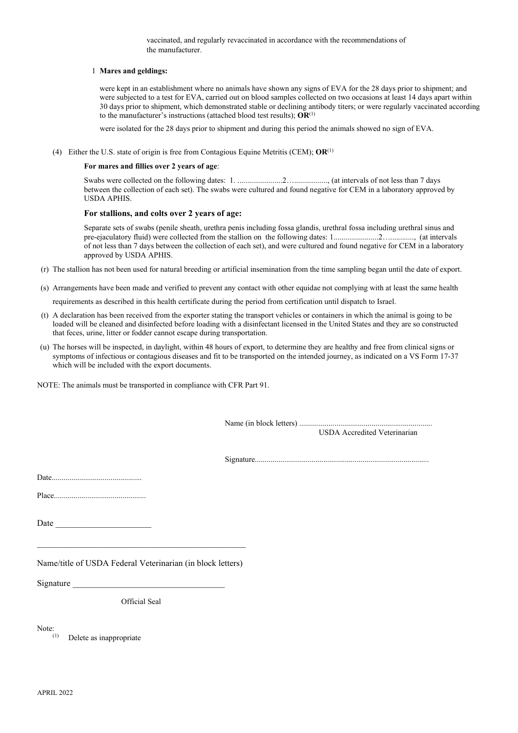vaccinated, and regularly revaccinated in accordance with the recommendations of the manufacturer.

1 **Mares and geldings:**

were kept in an establishment where no animals have shown any signs of EVA for the 28 days prior to shipment; and were subjected to a test for EVA, carried out on blood samples collected on two occasions at least 14 days apart within 30 days prior to shipment, which demonstrated stable or declining antibody titers; or were regularly vaccinated according to the manufacturer's instructions (attached blood test results); **OR**[1]

were isolated for the 28 days prior to shipment and during this period the animals showed no sign of EVA.

(4) Either the U.S. state of origin is free from Contagious Equine Metritis (CEM); **OR**[1]

**For mares and fillies over 2 years of age**:

Swabs were collected on the following dates: 1. .......................2…................., (at intervals of not less than 7 days between the collection of each set). The swabs were cultured and found negative for CEM in a laboratory approved by USDA APHIS.

**For stallions, and colts over 2 years of age:**

Separate sets of swabs (penile sheath, urethra penis including fossa glandis, urethral fossa including urethral sinus and pre-ejaculatory fluid) were collected from the stallion on the following dates: 1.......................2…............, (at intervals of not less than 7 days between the collection of each set), and were cultured and found negative for CEM in a laboratory approved by USDA APHIS.

(r) The stallion has not been used for natural breeding or artificial insemination from the time sampling began until the date of export.

(s) Arrangements have been made and verified to prevent any contact with other equidae not complying with at least the same health requirements as described in this health certificate during the period from certification until dispatch to Israel.

(t) A declaration has been received from the exporter stating the transport vehicles or containers in which the animal is going to be loaded will be cleaned and disinfected before loading with a disinfectant licensed in the United States and they are so constructed that feces, urine, litter or fodder cannot escape during transportation.

(u) The horses will be inspected, in daylight, within 48 hours of export, to determine they are healthy and free from clinical signs or symptoms of infectious or contagious diseases and fit to be transported on the intended journey, as indicated on a VS Form 17-37 which will be included with the export documents.

NOTE: The animals must be transported in compliance with CFR Part 91.

Name (in block letters) ...................................................................
USDA Accredited Veterinarian

Signature........................................................................................

Date.............................................

Place..............................................

Date ______________________

__________________________________________________

Name/title of USDA Federal Veterinarian (in block letters)

Signature ___________________________________

Official Seal

Note:
[1] Delete as inappropriate

APRIL 2022